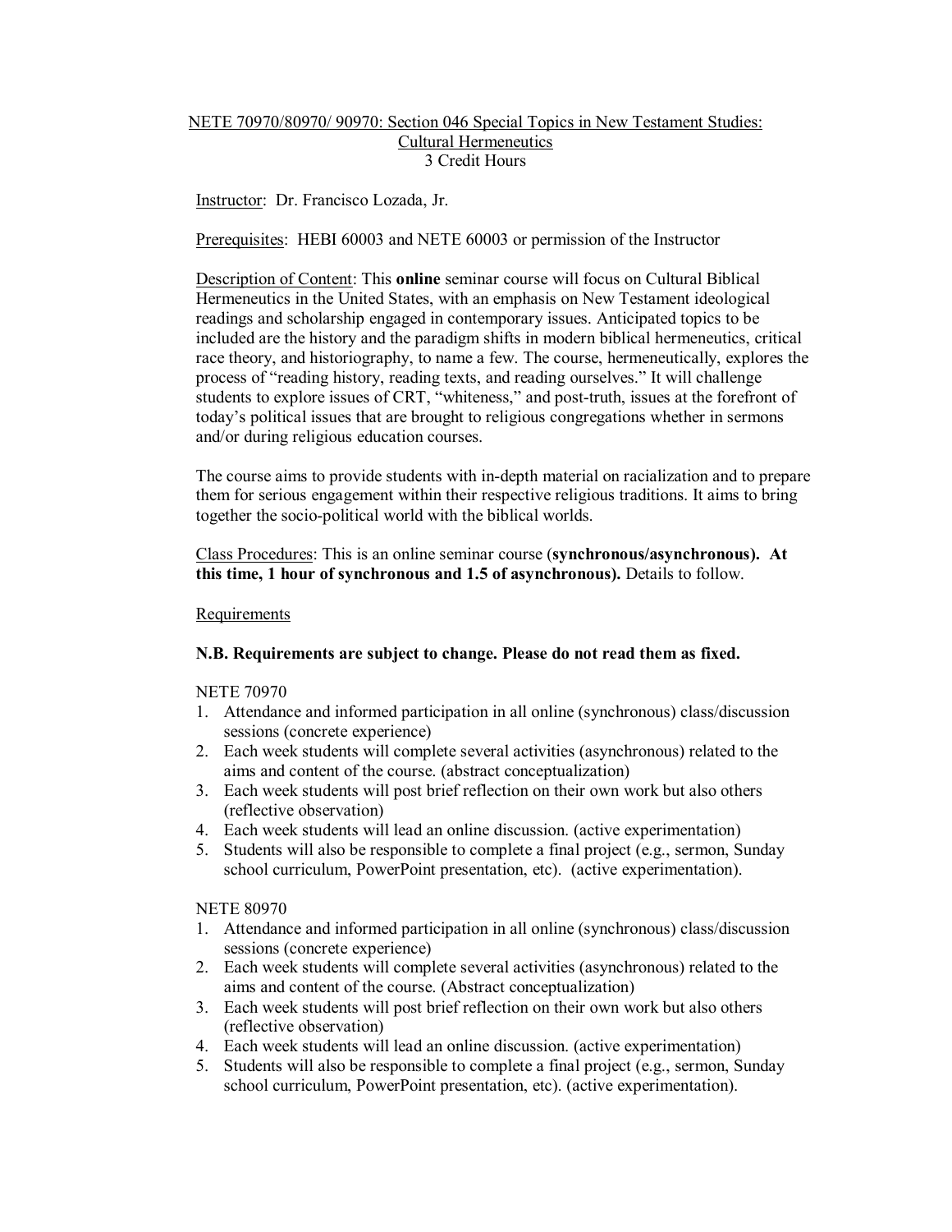NETE 70970/80970/ 90970: Section 046 Special Topics in New Testament Studies: Cultural Hermeneutics
3 Credit Hours

Instructor: Dr. Francisco Lozada, Jr.

Prerequisites: HEBI 60003 and NETE 60003 or permission of the Instructor

Description of Content: This **online** seminar course will focus on Cultural Biblical Hermeneutics in the United States, with an emphasis on New Testament ideological readings and scholarship engaged in contemporary issues. Anticipated topics to be included are the history and the paradigm shifts in modern biblical hermeneutics, critical race theory, and historiography, to name a few. The course, hermeneutically, explores the process of "reading history, reading texts, and reading ourselves." It will challenge students to explore issues of CRT, "whiteness," and post-truth, issues at the forefront of today's political issues that are brought to religious congregations whether in sermons and/or during religious education courses.

The course aims to provide students with in-depth material on racialization and to prepare them for serious engagement within their respective religious traditions. It aims to bring together the socio-political world with the biblical worlds.

Class Procedures: This is an online seminar course (**synchronous/asynchronous). At this time, 1 hour of synchronous and 1.5 of asynchronous).** Details to follow.

Requirements

**N.B. Requirements are subject to change. Please do not read them as fixed.**

NETE 70970

1. Attendance and informed participation in all online (synchronous) class/discussion sessions (concrete experience)
2. Each week students will complete several activities (asynchronous) related to the aims and content of the course. (abstract conceptualization)
3. Each week students will post brief reflection on their own work but also others (reflective observation)
4. Each week students will lead an online discussion. (active experimentation)
5. Students will also be responsible to complete a final project (e.g., sermon, Sunday school curriculum, PowerPoint presentation, etc). (active experimentation).

NETE 80970

1. Attendance and informed participation in all online (synchronous) class/discussion sessions (concrete experience)
2. Each week students will complete several activities (asynchronous) related to the aims and content of the course. (Abstract conceptualization)
3. Each week students will post brief reflection on their own work but also others (reflective observation)
4. Each week students will lead an online discussion. (active experimentation)
5. Students will also be responsible to complete a final project (e.g., sermon, Sunday school curriculum, PowerPoint presentation, etc). (active experimentation).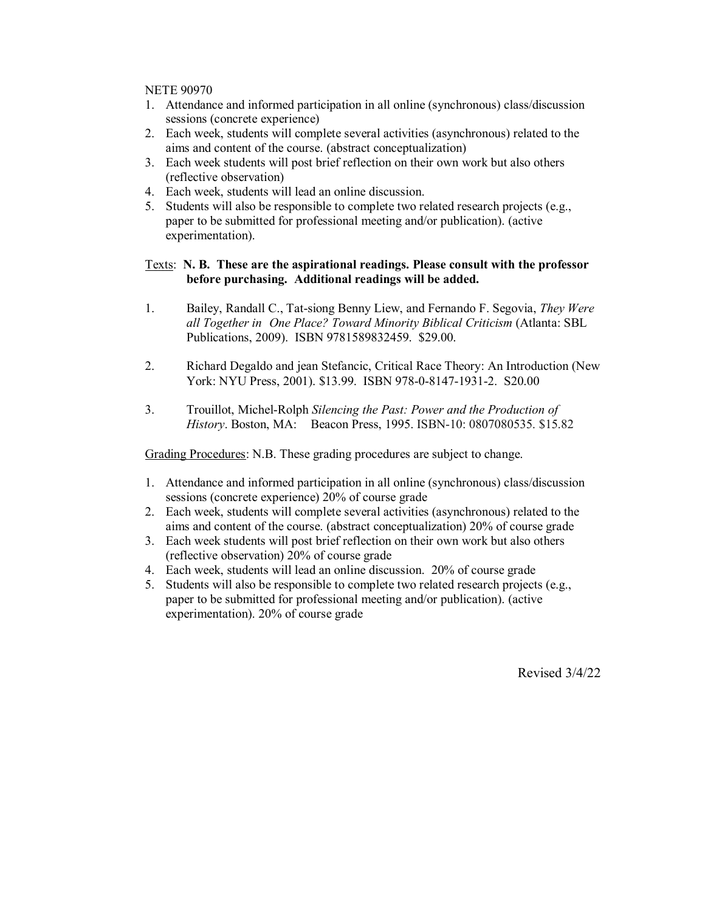NETE 90970

1. Attendance and informed participation in all online (synchronous) class/discussion sessions (concrete experience)
2. Each week, students will complete several activities (asynchronous) related to the aims and content of the course. (abstract conceptualization)
3. Each week students will post brief reflection on their own work but also others (reflective observation)
4. Each week, students will lead an online discussion.
5. Students will also be responsible to complete two related research projects (e.g., paper to be submitted for professional meeting and/or publication). (active experimentation).

Texts: **N. B. These are the aspirational readings. Please consult with the professor before purchasing. Additional readings will be added.**

1. Bailey, Randall C., Tat-siong Benny Liew, and Fernando F. Segovia, *They Were all Together in One Place? Toward Minority Biblical Criticism* (Atlanta: SBL Publications, 2009). ISBN 9781589832459. $29.00.

2. Richard Degaldo and jean Stefancic, Critical Race Theory: An Introduction (New York: NYU Press, 2001). $13.99. ISBN 978-0-8147-1931-2. S20.00

3. Trouillot, Michel-Rolph *Silencing the Past: Power and the Production of History*. Boston, MA: Beacon Press, 1995. ISBN-10: 0807080535. $15.82

Grading Procedures: N.B. These grading procedures are subject to change.

1. Attendance and informed participation in all online (synchronous) class/discussion sessions (concrete experience) 20% of course grade
2. Each week, students will complete several activities (asynchronous) related to the aims and content of the course. (abstract conceptualization) 20% of course grade
3. Each week students will post brief reflection on their own work but also others (reflective observation) 20% of course grade
4. Each week, students will lead an online discussion. 20% of course grade
5. Students will also be responsible to complete two related research projects (e.g., paper to be submitted for professional meeting and/or publication). (active experimentation). 20% of course grade

Revised 3/4/22